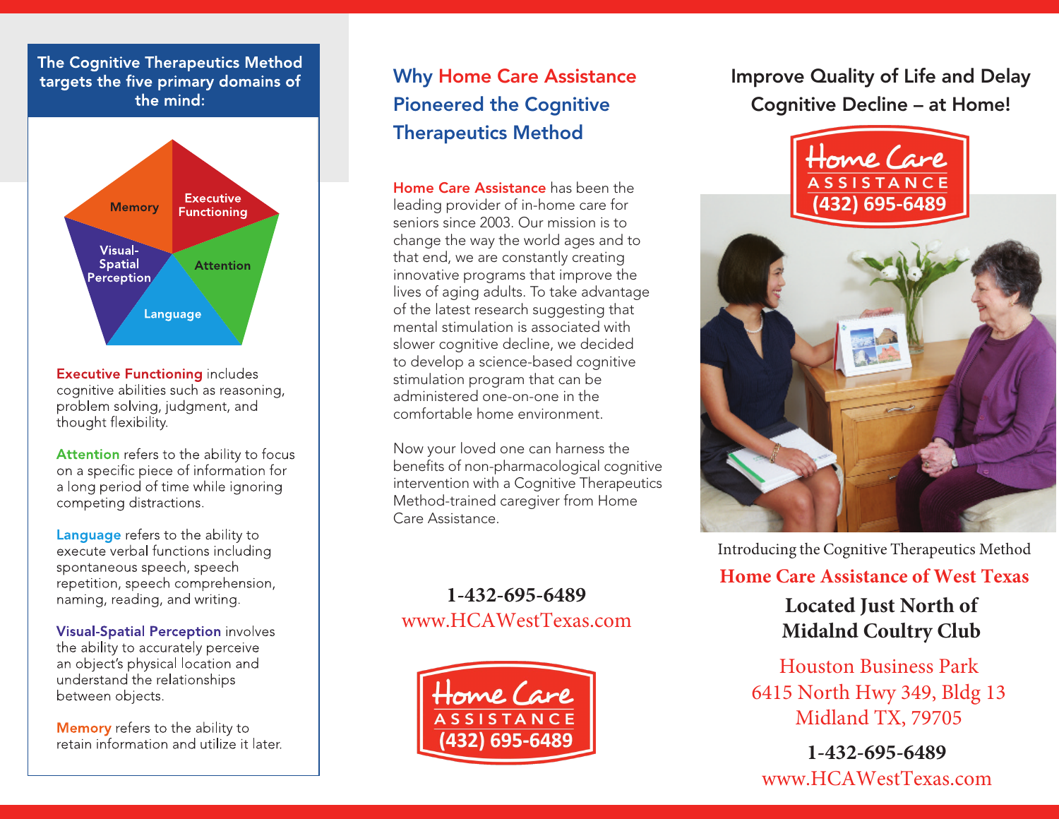## The Cognitive Therapeutics Method targets the five primary domains of the mind:

Memory
Executive Functioning
Attention
Language
Visual-Spatial Perception

**Executive Functioning** includes cognitive abilities such as reasoning, problem solving, judgment, and thought flexibility.

**Attention** refers to the ability to focus on a specific piece of information for a long period of time while ignoring competing distractions.

**Language** refers to the ability to execute verbal functions including spontaneous speech, speech repetition, speech comprehension, naming, reading, and writing.

**Visual-Spatial Perception** involves the ability to accurately perceive an object's physical location and understand the relationships between objects.

**Memory** refers to the ability to retain information and utilize it later.

## Why Home Care Assistance Pioneered the Cognitive Therapeutics Method

**Home Care Assistance** has been the leading provider of in-home care for seniors since 2003. Our mission is to change the way the world ages and to that end, we are constantly creating innovative programs that improve the lives of aging adults. To take advantage of the latest research suggesting that mental stimulation is associated with slower cognitive decline, we decided to develop a science-based cognitive stimulation program that can be administered one-on-one in the comfortable home environment.

Now your loved one can harness the benefits of non-pharmacological cognitive intervention with a Cognitive Therapeutics Method-trained caregiver from Home Care Assistance.

**1-432-695-6489**
www.HCAWestTexas.com

Home Care ASSISTANCE (432) 695-6489

## Improve Quality of Life and Delay Cognitive Decline – at Home!

Home Care ASSISTANCE (432) 695-6489

Introducing the Cognitive Therapeutics Method

**Home Care Assistance of West Texas**

**Located Just North of Midalnd Coultry Club**

Houston Business Park
6415 North Hwy 349, Bldg 13
Midland TX, 79705

**1-432-695-6489**
www.HCAWestTexas.com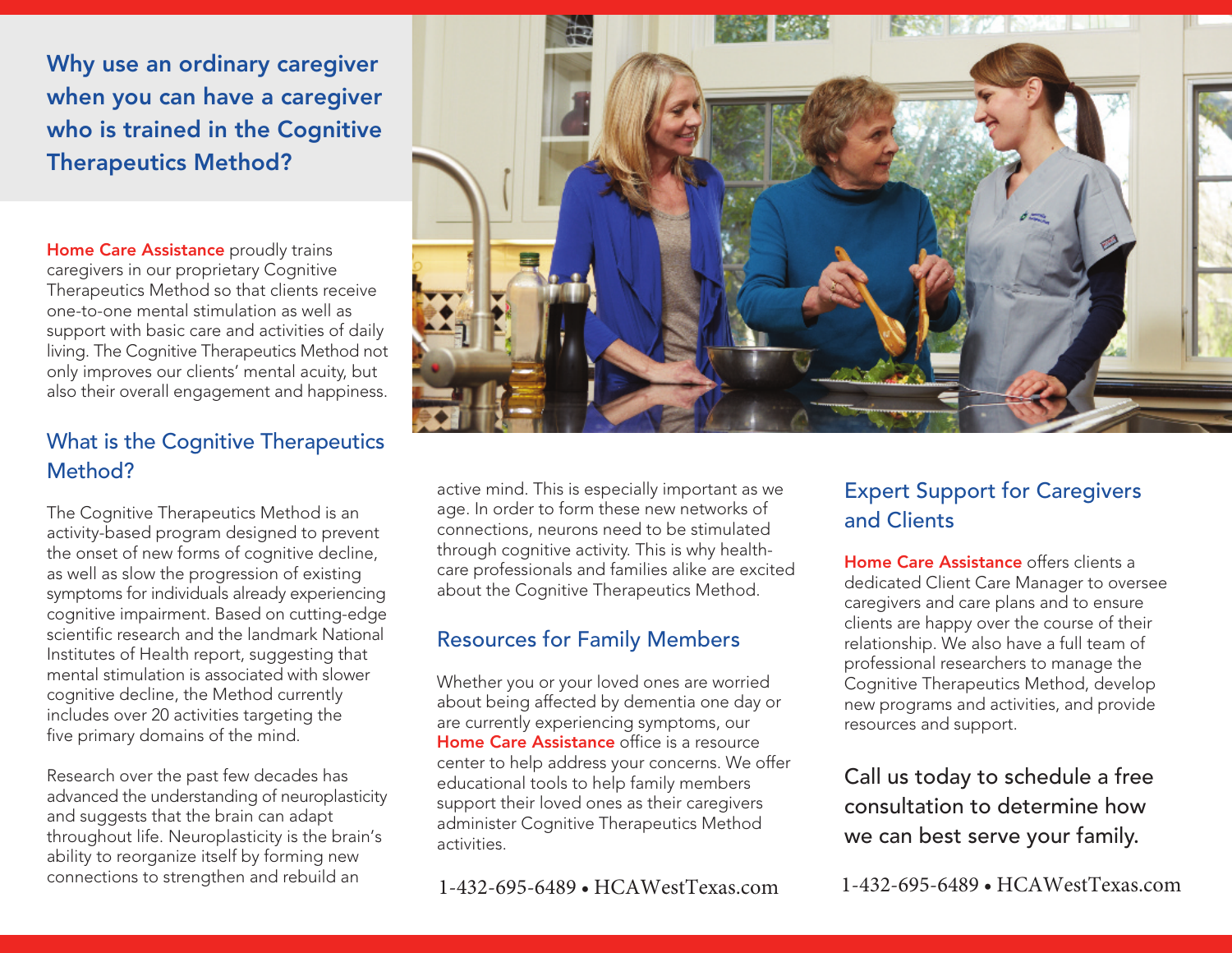## Why use an ordinary caregiver when you can have a caregiver who is trained in the Cognitive Therapeutics Method?

**Home Care Assistance** proudly trains caregivers in our proprietary Cognitive Therapeutics Method so that clients receive one-to-one mental stimulation as well as support with basic care and activities of daily living. The Cognitive Therapeutics Method not only improves our clients' mental acuity, but also their overall engagement and happiness.

### What is the Cognitive Therapeutics Method?

The Cognitive Therapeutics Method is an activity-based program designed to prevent the onset of new forms of cognitive decline, as well as slow the progression of existing symptoms for individuals already experiencing cognitive impairment. Based on cutting-edge scientific research and the landmark National Institutes of Health report, suggesting that mental stimulation is associated with slower cognitive decline, the Method currently includes over 20 activities targeting the five primary domains of the mind.

Research over the past few decades has advanced the understanding of neuroplasticity and suggests that the brain can adapt throughout life. Neuroplasticity is the brain's ability to reorganize itself by forming new connections to strengthen and rebuild an active mind. This is especially important as we age. In order to form these new networks of connections, neurons need to be stimulated through cognitive activity. This is why health-care professionals and families alike are excited about the Cognitive Therapeutics Method.

### Resources for Family Members

Whether you or your loved ones are worried about being affected by dementia one day or are currently experiencing symptoms, our **Home Care Assistance** office is a resource center to help address your concerns. We offer educational tools to help family members support their loved ones as their caregivers administer Cognitive Therapeutics Method activities.

1-432-695-6489 • HCAWestTexas.com

### Expert Support for Caregivers and Clients

**Home Care Assistance** offers clients a dedicated Client Care Manager to oversee caregivers and care plans and to ensure clients are happy over the course of their relationship. We also have a full team of professional researchers to manage the Cognitive Therapeutics Method, develop new programs and activities, and provide resources and support.

Call us today to schedule a free consultation to determine how we can best serve your family.

1-432-695-6489 • HCAWestTexas.com